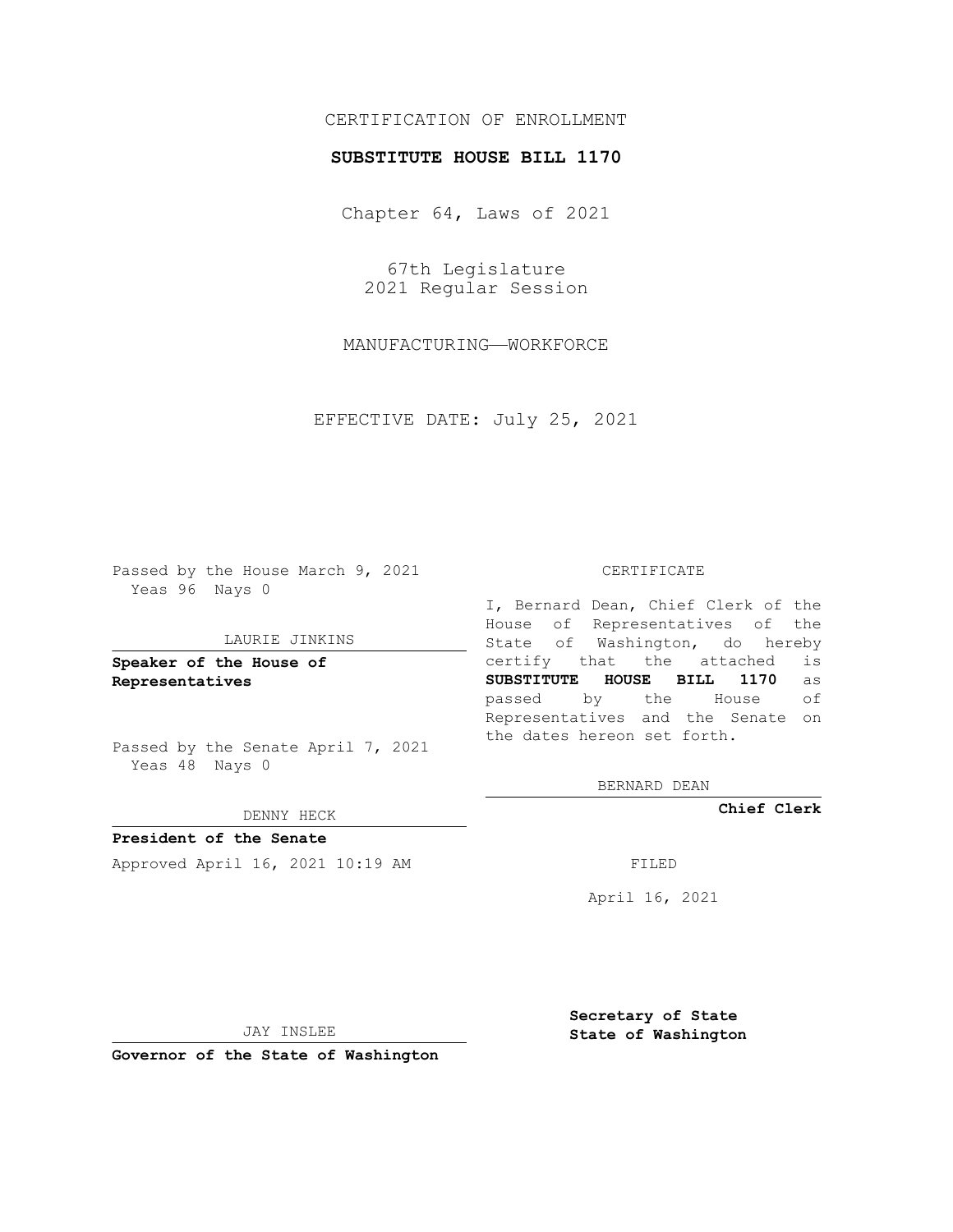CERTIFICATION OF ENROLLMENT

**SUBSTITUTE HOUSE BILL 1170**

Chapter 64, Laws of 2021

67th Legislature
2021 Regular Session

MANUFACTURING—WORKFORCE

EFFECTIVE DATE: July 25, 2021

Passed by the House March 9, 2021
Yeas 96 Nays 0

LAURIE JINKINS

**Speaker of the House of Representatives**

Passed by the Senate April 7, 2021
Yeas 48 Nays 0

DENNY HECK

**President of the Senate**

Approved April 16, 2021 10:19 AM

JAY INSLEE

**Governor of the State of Washington**

CERTIFICATE

I, Bernard Dean, Chief Clerk of the House of Representatives of the State of Washington, do hereby certify that the attached is **SUBSTITUTE HOUSE BILL 1170** as passed by the House of Representatives and the Senate on the dates hereon set forth.

BERNARD DEAN

**Chief Clerk**

FILED

April 16, 2021

**Secretary of State**
**State of Washington**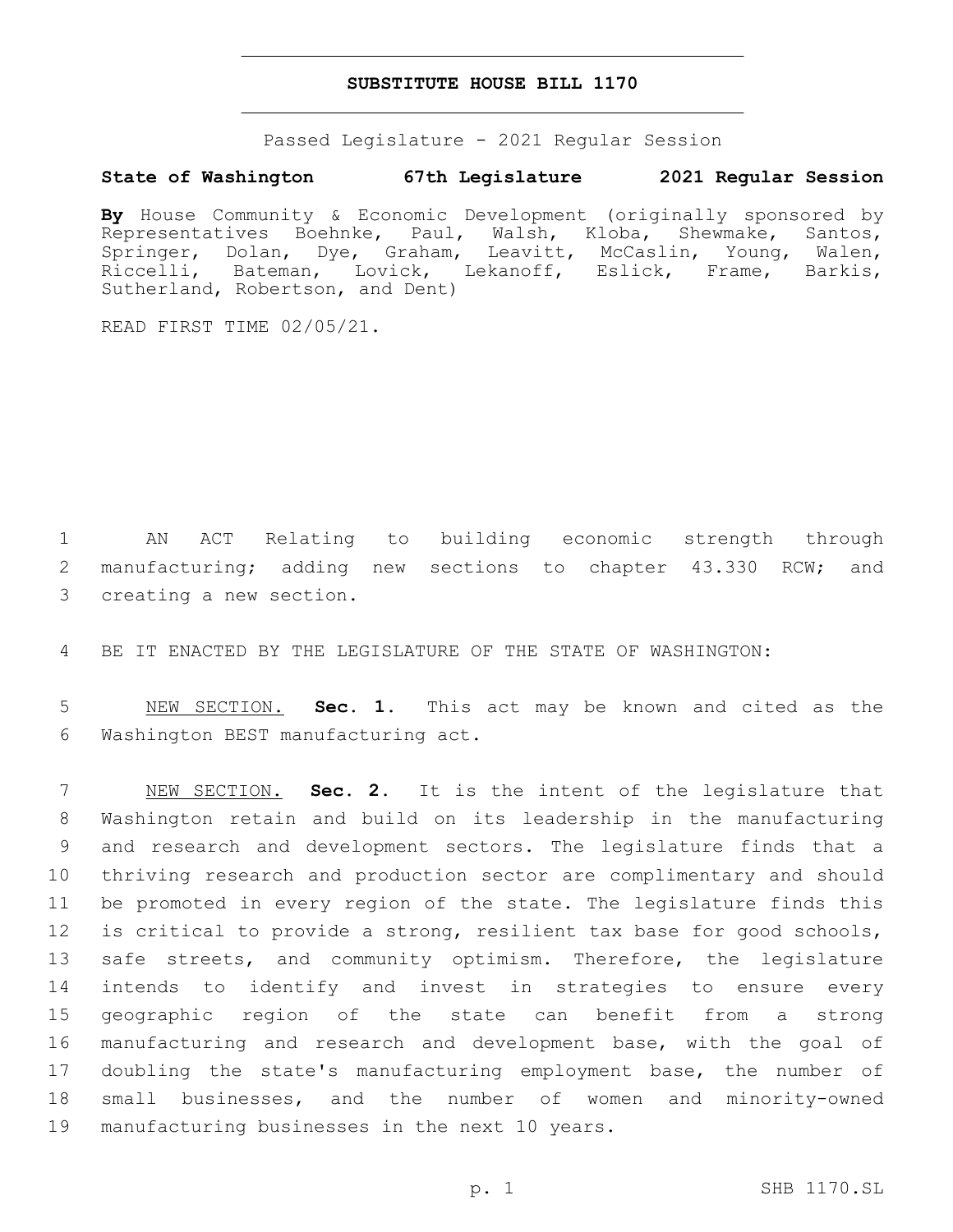# SUBSTITUTE HOUSE BILL 1170

Passed Legislature - 2021 Regular Session

**State of Washington 67th Legislature 2021 Regular Session**

**By** House Community & Economic Development (originally sponsored by Representatives Boehnke, Paul, Walsh, Kloba, Shewmake, Santos, Springer, Dolan, Dye, Graham, Leavitt, McCaslin, Young, Walen, Riccelli, Bateman, Lovick, Lekanoff, Eslick, Frame, Barkis, Sutherland, Robertson, and Dent)

READ FIRST TIME 02/05/21.

AN ACT Relating to building economic strength through manufacturing; adding new sections to chapter 43.330 RCW; and creating a new section.

BE IT ENACTED BY THE LEGISLATURE OF THE STATE OF WASHINGTON:

NEW SECTION. **Sec. 1.** This act may be known and cited as the Washington BEST manufacturing act.

NEW SECTION. **Sec. 2.** It is the intent of the legislature that Washington retain and build on its leadership in the manufacturing and research and development sectors. The legislature finds that a thriving research and production sector are complimentary and should be promoted in every region of the state. The legislature finds this is critical to provide a strong, resilient tax base for good schools, safe streets, and community optimism. Therefore, the legislature intends to identify and invest in strategies to ensure every geographic region of the state can benefit from a strong manufacturing and research and development base, with the goal of doubling the state's manufacturing employment base, the number of small businesses, and the number of women and minority-owned manufacturing businesses in the next 10 years.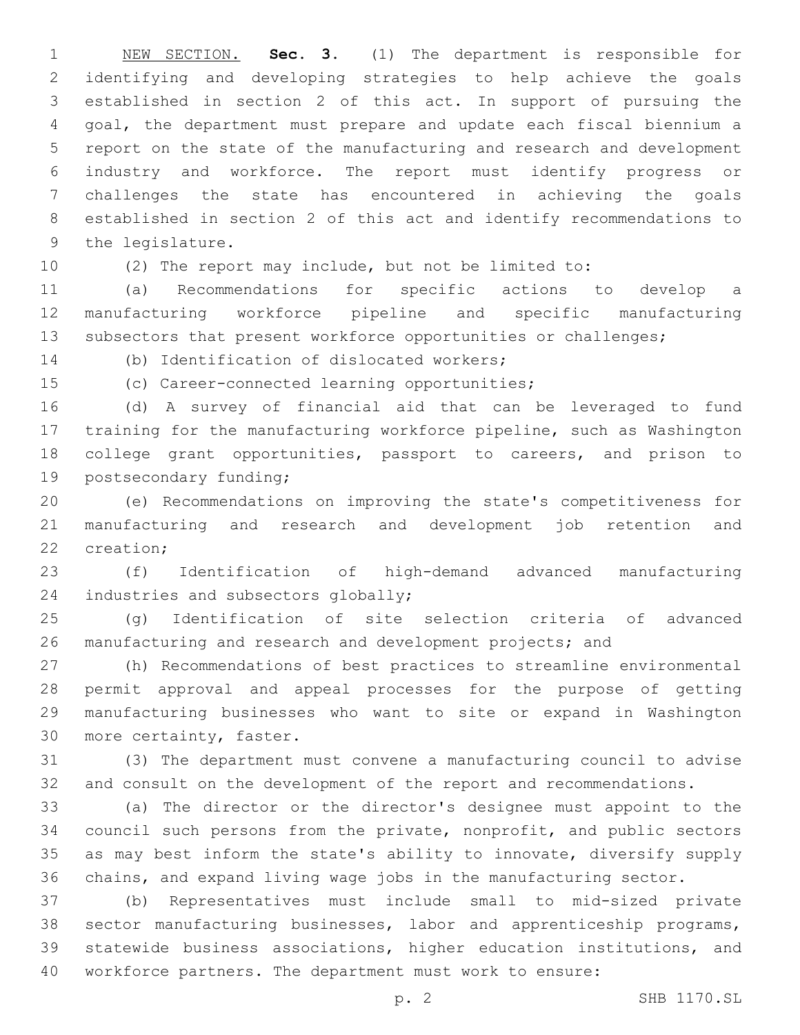NEW SECTION. **Sec. 3.** (1) The department is responsible for identifying and developing strategies to help achieve the goals established in section 2 of this act. In support of pursuing the goal, the department must prepare and update each fiscal biennium a report on the state of the manufacturing and research and development industry and workforce. The report must identify progress or challenges the state has encountered in achieving the goals established in section 2 of this act and identify recommendations to the legislature.

(2) The report may include, but not be limited to:

(a) Recommendations for specific actions to develop a manufacturing workforce pipeline and specific manufacturing subsectors that present workforce opportunities or challenges;

(b) Identification of dislocated workers;

(c) Career-connected learning opportunities;

(d) A survey of financial aid that can be leveraged to fund training for the manufacturing workforce pipeline, such as Washington college grant opportunities, passport to careers, and prison to postsecondary funding;

(e) Recommendations on improving the state's competitiveness for manufacturing and research and development job retention and creation;

(f) Identification of high-demand advanced manufacturing industries and subsectors globally;

(g) Identification of site selection criteria of advanced manufacturing and research and development projects; and

(h) Recommendations of best practices to streamline environmental permit approval and appeal processes for the purpose of getting manufacturing businesses who want to site or expand in Washington more certainty, faster.

(3) The department must convene a manufacturing council to advise and consult on the development of the report and recommendations.

(a) The director or the director's designee must appoint to the council such persons from the private, nonprofit, and public sectors as may best inform the state's ability to innovate, diversify supply chains, and expand living wage jobs in the manufacturing sector.

(b) Representatives must include small to mid-sized private sector manufacturing businesses, labor and apprenticeship programs, statewide business associations, higher education institutions, and workforce partners. The department must work to ensure: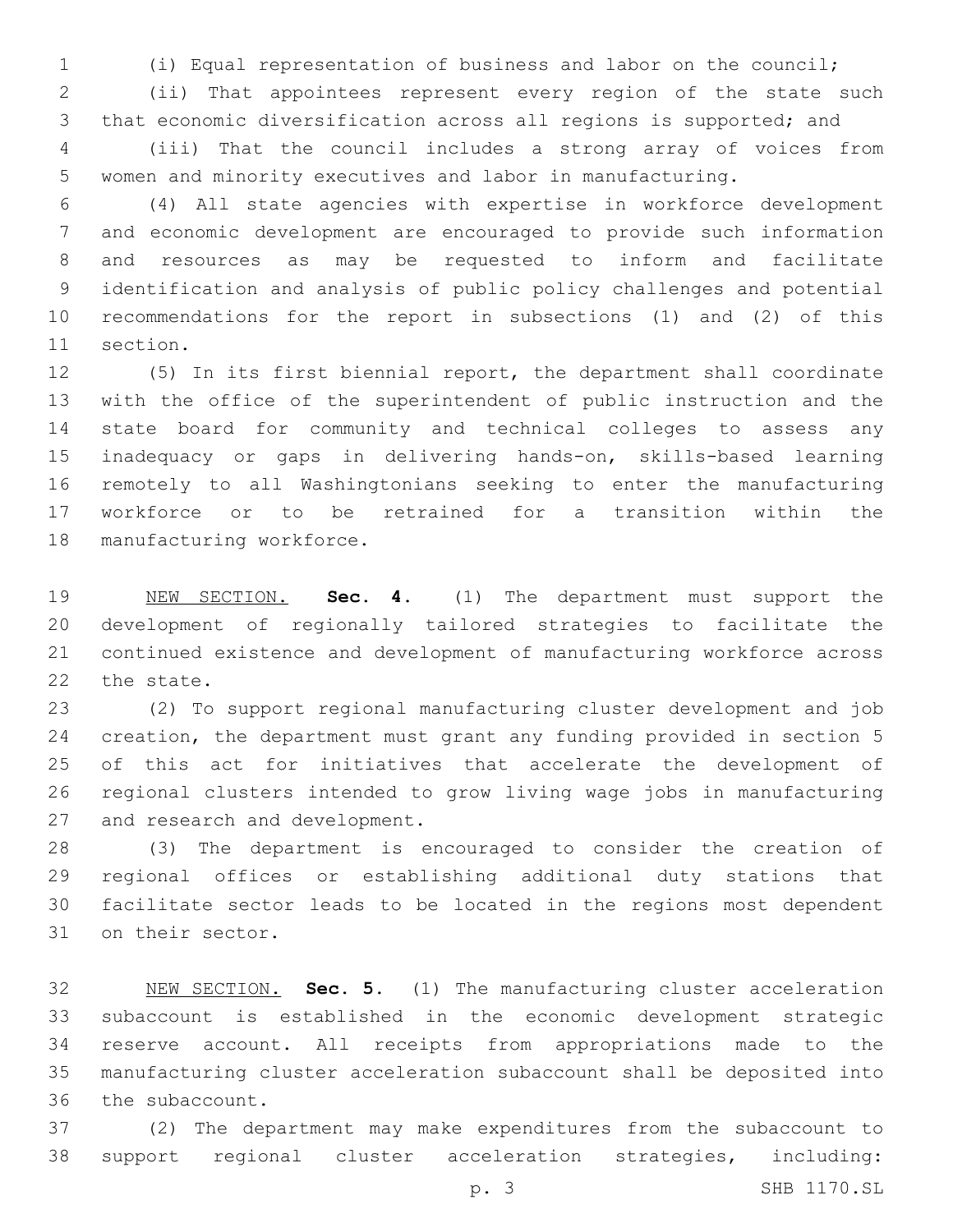(i) Equal representation of business and labor on the council;

(ii) That appointees represent every region of the state such that economic diversification across all regions is supported; and

(iii) That the council includes a strong array of voices from women and minority executives and labor in manufacturing.

(4) All state agencies with expertise in workforce development and economic development are encouraged to provide such information and resources as may be requested to inform and facilitate identification and analysis of public policy challenges and potential recommendations for the report in subsections (1) and (2) of this section.

(5) In its first biennial report, the department shall coordinate with the office of the superintendent of public instruction and the state board for community and technical colleges to assess any inadequacy or gaps in delivering hands-on, skills-based learning remotely to all Washingtonians seeking to enter the manufacturing workforce or to be retrained for a transition within the manufacturing workforce.

NEW SECTION. **Sec. 4.** (1) The department must support the development of regionally tailored strategies to facilitate the continued existence and development of manufacturing workforce across the state.

(2) To support regional manufacturing cluster development and job creation, the department must grant any funding provided in section 5 of this act for initiatives that accelerate the development of regional clusters intended to grow living wage jobs in manufacturing and research and development.

(3) The department is encouraged to consider the creation of regional offices or establishing additional duty stations that facilitate sector leads to be located in the regions most dependent on their sector.

NEW SECTION. **Sec. 5.** (1) The manufacturing cluster acceleration subaccount is established in the economic development strategic reserve account. All receipts from appropriations made to the manufacturing cluster acceleration subaccount shall be deposited into the subaccount.

(2) The department may make expenditures from the subaccount to support regional cluster acceleration strategies, including: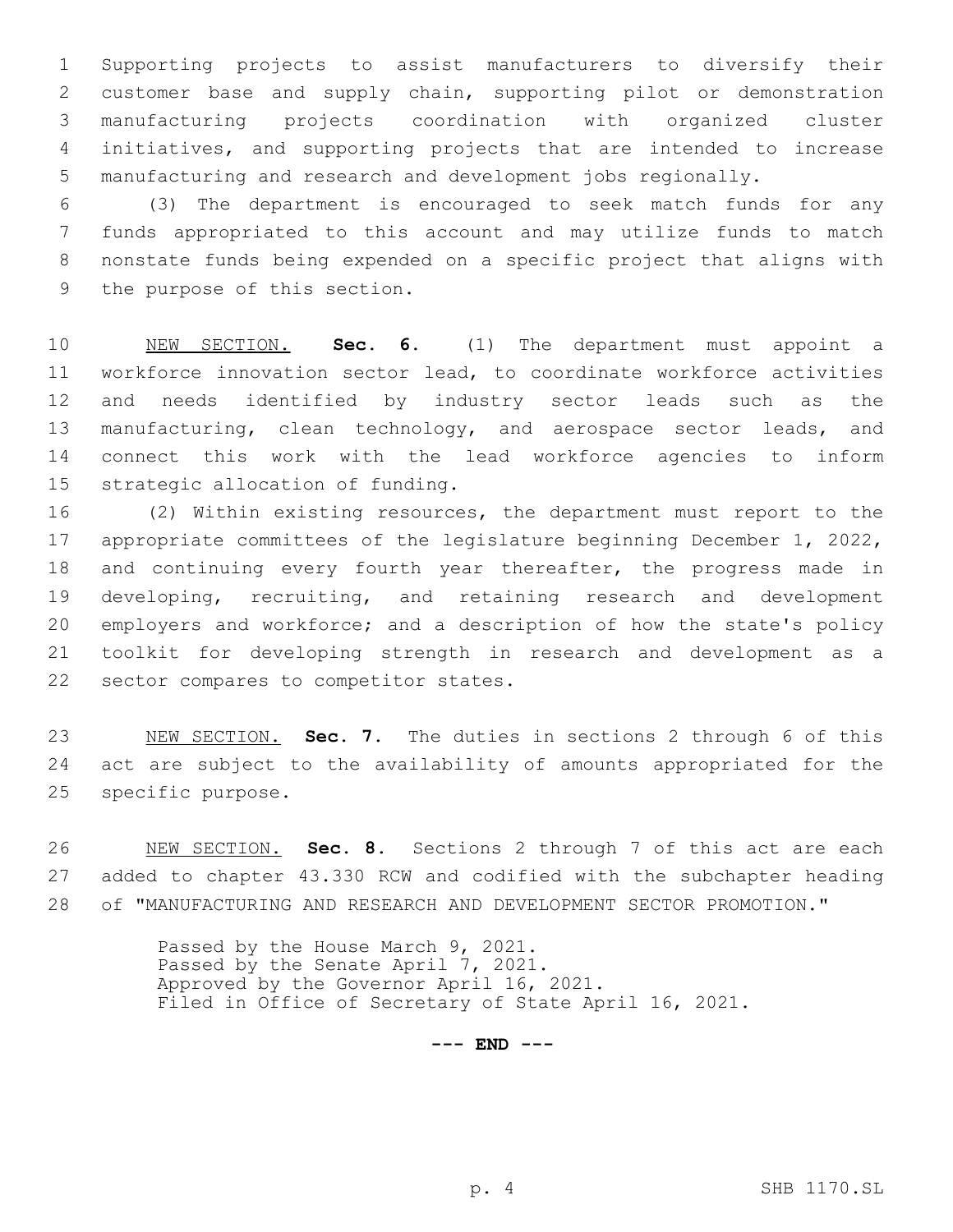Supporting projects to assist manufacturers to diversify their customer base and supply chain, supporting pilot or demonstration manufacturing projects coordination with organized cluster initiatives, and supporting projects that are intended to increase manufacturing and research and development jobs regionally.

(3) The department is encouraged to seek match funds for any funds appropriated to this account and may utilize funds to match nonstate funds being expended on a specific project that aligns with the purpose of this section.

NEW SECTION. **Sec. 6.** (1) The department must appoint a workforce innovation sector lead, to coordinate workforce activities and needs identified by industry sector leads such as the manufacturing, clean technology, and aerospace sector leads, and connect this work with the lead workforce agencies to inform strategic allocation of funding.

(2) Within existing resources, the department must report to the appropriate committees of the legislature beginning December 1, 2022, and continuing every fourth year thereafter, the progress made in developing, recruiting, and retaining research and development employers and workforce; and a description of how the state's policy toolkit for developing strength in research and development as a sector compares to competitor states.

NEW SECTION. **Sec. 7.** The duties in sections 2 through 6 of this act are subject to the availability of amounts appropriated for the specific purpose.

NEW SECTION. **Sec. 8.** Sections 2 through 7 of this act are each added to chapter 43.330 RCW and codified with the subchapter heading of "MANUFACTURING AND RESEARCH AND DEVELOPMENT SECTOR PROMOTION."

Passed by the House March 9, 2021.
Passed by the Senate April 7, 2021.
Approved by the Governor April 16, 2021.
Filed in Office of Secretary of State April 16, 2021.

**--- END ---**